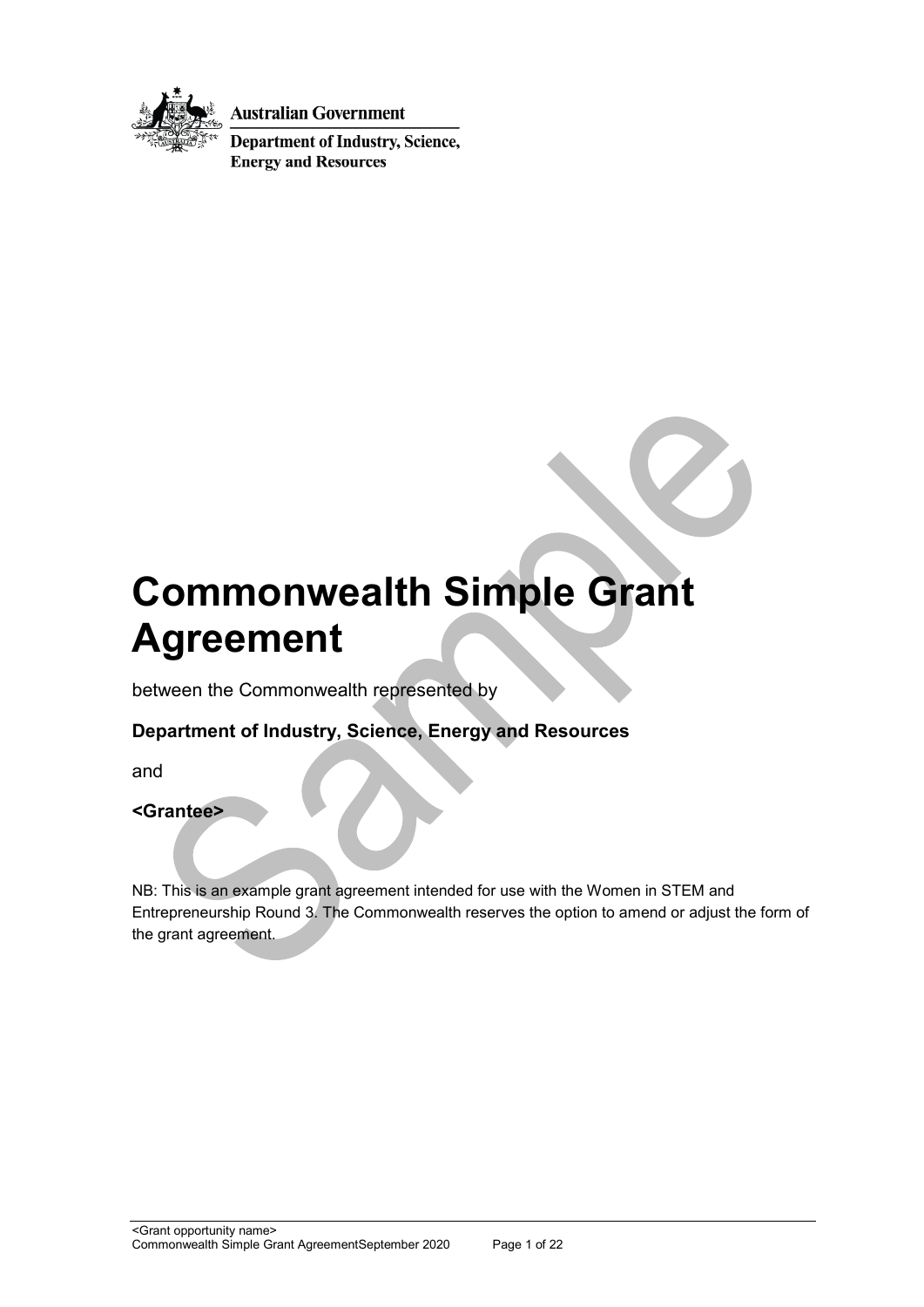**Australian Government**

**Department of Industry, Science, Energy and Resources**

# Commonwealth Simple Grant Agreement

between the Commonwealth represented by

**Department of Industry, Science, Energy and Resources**

and

**<Grantee>**

NB: This is an example grant agreement intended for use with the Women in STEM and Entrepreneurship Round 3. The Commonwealth reserves the option to amend or adjust the form of the grant agreement.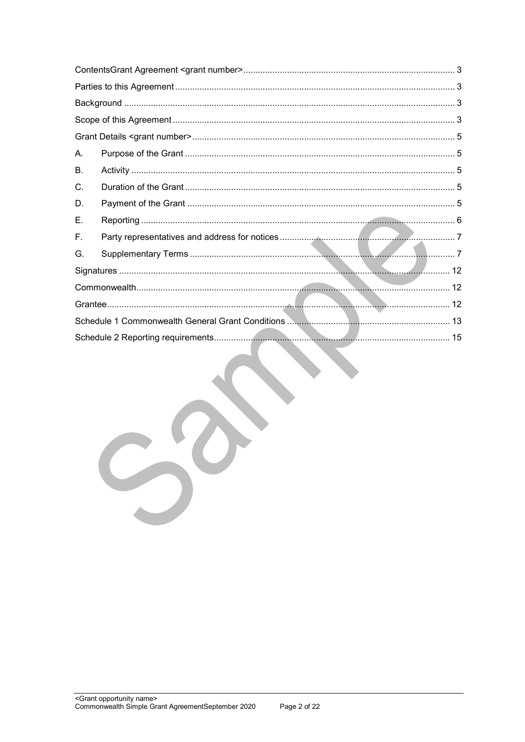ContentsGrant Agreement <grant number> ..... 3

Parties to this Agreement ..... 3

Background ..... 3

Scope of this Agreement ..... 3

Grant Details <grant number> ..... 5

A. Purpose of the Grant ..... 5

B. Activity ..... 5

C. Duration of the Grant ..... 5

D. Payment of the Grant ..... 5

E. Reporting ..... 6

F. Party representatives and address for notices ..... 7

G. Supplementary Terms ..... 7

Signatures ..... 12

Commonwealth ..... 12

Grantee ..... 12

Schedule 1 Commonwealth General Grant Conditions ..... 13

Schedule 2 Reporting requirements ..... 15

Sample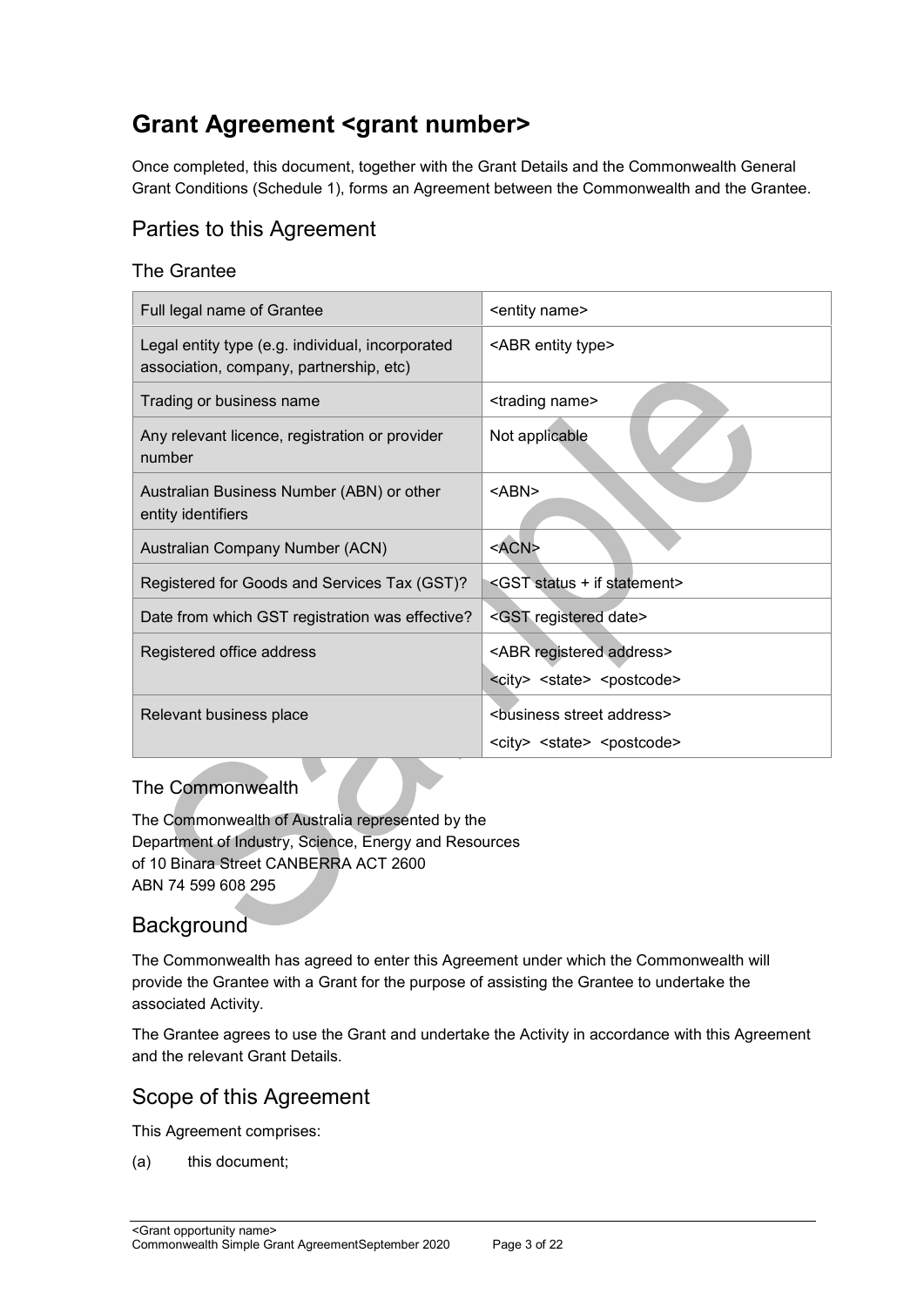# Grant Agreement <grant number>

Once completed, this document, together with the Grant Details and the Commonwealth General Grant Conditions (Schedule 1), forms an Agreement between the Commonwealth and the Grantee.

## Parties to this Agreement

### The Grantee

| Full legal name of Grantee | <entity name> |
|---|---|
| Legal entity type (e.g. individual, incorporated association, company, partnership, etc) | <ABR entity type> |
| Trading or business name | <trading name> |
| Any relevant licence, registration or provider number | Not applicable |
| Australian Business Number (ABN) or other entity identifiers | <ABN> |
| Australian Company Number (ACN) | <ACN> |
| Registered for Goods and Services Tax (GST)? | <GST status + if statement> |
| Date from which GST registration was effective? | <GST registered date> |
| Registered office address | <ABR registered address><br><city> <state> <postcode> |
| Relevant business place | <business street address><br><city> <state> <postcode> |

### The Commonwealth

The Commonwealth of Australia represented by the
Department of Industry, Science, Energy and Resources
of 10 Binara Street CANBERRA ACT 2600
ABN 74 599 608 295

## Background

The Commonwealth has agreed to enter this Agreement under which the Commonwealth will provide the Grantee with a Grant for the purpose of assisting the Grantee to undertake the associated Activity.

The Grantee agrees to use the Grant and undertake the Activity in accordance with this Agreement and the relevant Grant Details.

## Scope of this Agreement

This Agreement comprises:

(a) this document;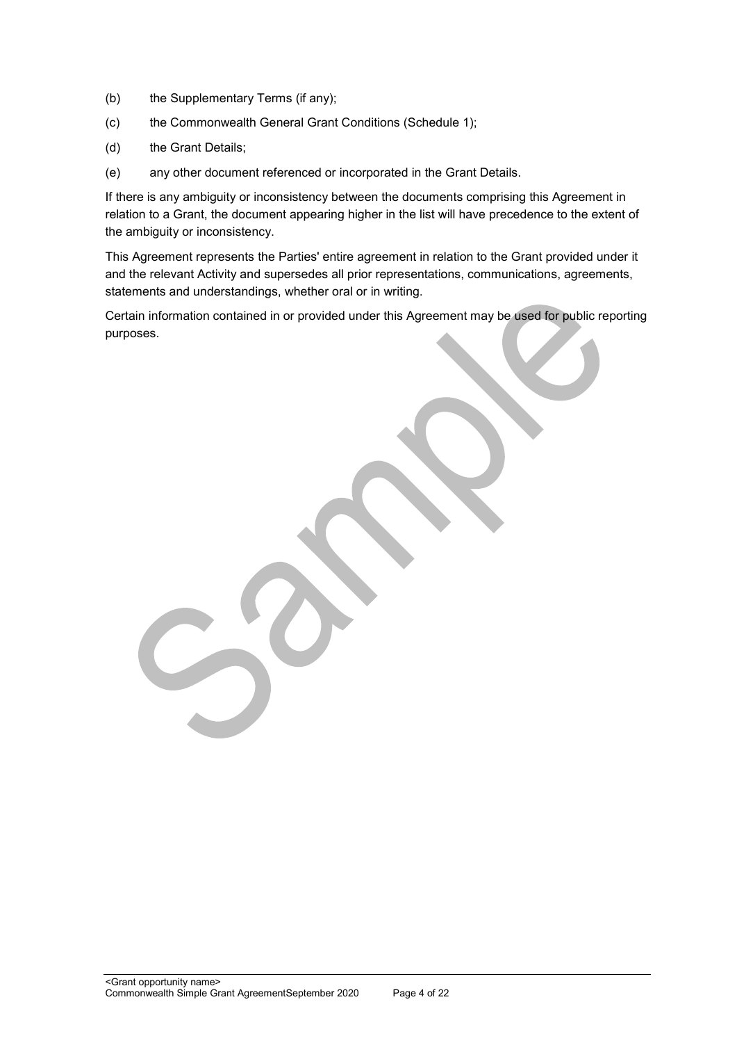(b) the Supplementary Terms (if any);

(c) the Commonwealth General Grant Conditions (Schedule 1);

(d) the Grant Details;

(e) any other document referenced or incorporated in the Grant Details.

If there is any ambiguity or inconsistency between the documents comprising this Agreement in relation to a Grant, the document appearing higher in the list will have precedence to the extent of the ambiguity or inconsistency.

This Agreement represents the Parties' entire agreement in relation to the Grant provided under it and the relevant Activity and supersedes all prior representations, communications, agreements, statements and understandings, whether oral or in writing.

Certain information contained in or provided under this Agreement may be used for public reporting purposes.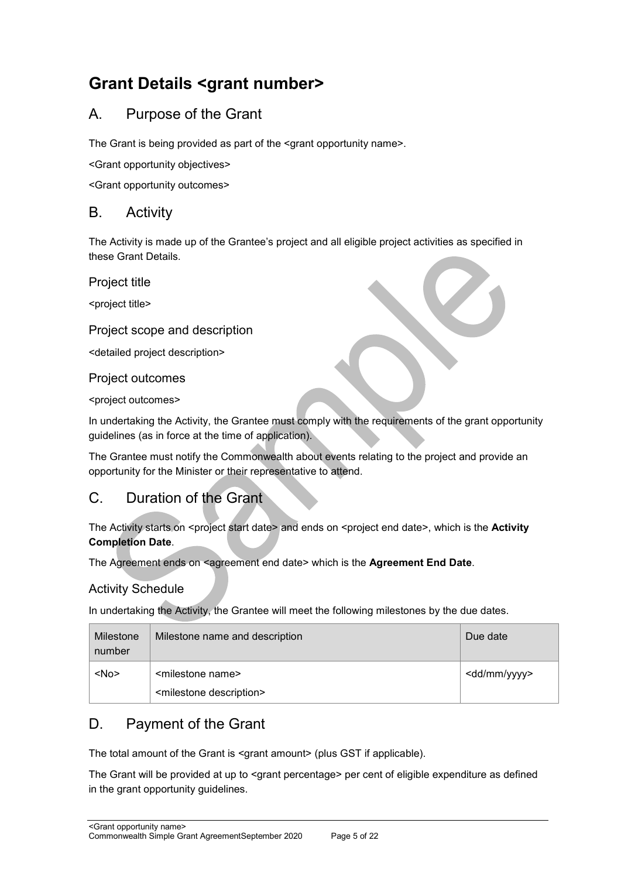# Grant Details <grant number>

## A. Purpose of the Grant

The Grant is being provided as part of the <grant opportunity name>.

<Grant opportunity objectives>

<Grant opportunity outcomes>

## B. Activity

The Activity is made up of the Grantee's project and all eligible project activities as specified in these Grant Details.

### Project title

<project title>

### Project scope and description

<detailed project description>

### Project outcomes

<project outcomes>

In undertaking the Activity, the Grantee must comply with the requirements of the grant opportunity guidelines (as in force at the time of application).

The Grantee must notify the Commonwealth about events relating to the project and provide an opportunity for the Minister or their representative to attend.

## C. Duration of the Grant

The Activity starts on <project start date> and ends on <project end date>, which is the **Activity Completion Date**.

The Agreement ends on <agreement end date> which is the **Agreement End Date**.

### Activity Schedule

In undertaking the Activity, the Grantee will meet the following milestones by the due dates.

| Milestone number | Milestone name and description | Due date |
|---|---|---|
| <No> | <milestone name><br><milestone description> | <dd/mm/yyyy> |

## D. Payment of the Grant

The total amount of the Grant is <grant amount> (plus GST if applicable).

The Grant will be provided at up to <grant percentage> per cent of eligible expenditure as defined in the grant opportunity guidelines.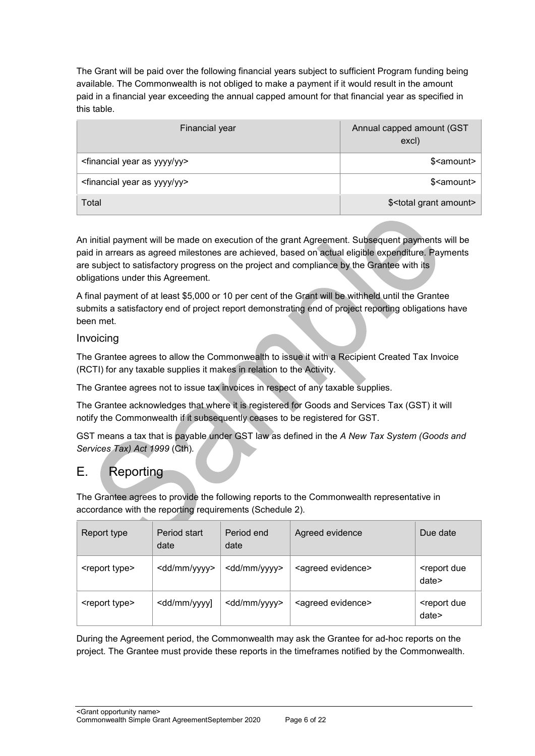The Grant will be paid over the following financial years subject to sufficient Program funding being available. The Commonwealth is not obliged to make a payment if it would result in the amount paid in a financial year exceeding the annual capped amount for that financial year as specified in this table.

| Financial year | Annual capped amount (GST excl) |
| --- | --- |
| <financial year as yyyy/yy> | $<amount> |
| <financial year as yyyy/yy> | $<amount> |
| Total | $<total grant amount> |

An initial payment will be made on execution of the grant Agreement. Subsequent payments will be paid in arrears as agreed milestones are achieved, based on actual eligible expenditure. Payments are subject to satisfactory progress on the project and compliance by the Grantee with its obligations under this Agreement.

A final payment of at least $5,000 or 10 per cent of the Grant will be withheld until the Grantee submits a satisfactory end of project report demonstrating end of project reporting obligations have been met.

### Invoicing

The Grantee agrees to allow the Commonwealth to issue it with a Recipient Created Tax Invoice (RCTI) for any taxable supplies it makes in relation to the Activity.

The Grantee agrees not to issue tax invoices in respect of any taxable supplies.

The Grantee acknowledges that where it is registered for Goods and Services Tax (GST) it will notify the Commonwealth if it subsequently ceases to be registered for GST.

GST means a tax that is payable under GST law as defined in the *A New Tax System (Goods and Services Tax) Act 1999* (Cth).

## E. Reporting

The Grantee agrees to provide the following reports to the Commonwealth representative in accordance with the reporting requirements (Schedule 2).

| Report type | Period start date | Period end date | Agreed evidence | Due date |
| --- | --- | --- | --- | --- |
| <report type> | <dd/mm/yyyy> | <dd/mm/yyyy> | <agreed evidence> | <report due date> |
| <report type> | <dd/mm/yyyy] | <dd/mm/yyyy> | <agreed evidence> | <report due date> |

During the Agreement period, the Commonwealth may ask the Grantee for ad-hoc reports on the project. The Grantee must provide these reports in the timeframes notified by the Commonwealth.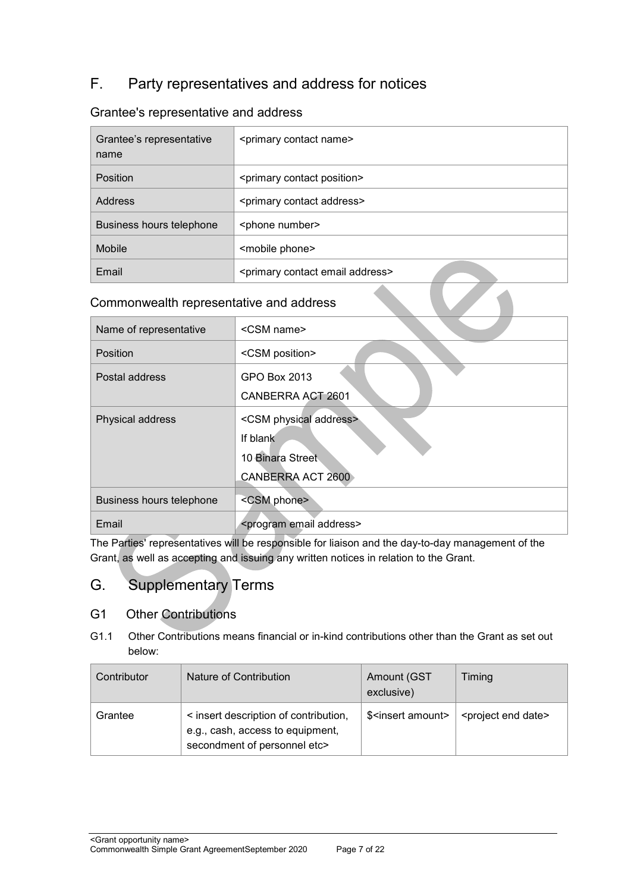## F. Party representatives and address for notices

### Grantee's representative and address

| Grantee's representative name | <primary contact name> |
|---|---|
| Position | <primary contact position> |
| Address | <primary contact address> |
| Business hours telephone | <phone number> |
| Mobile | <mobile phone> |
| Email | <primary contact email address> |

### Commonwealth representative and address

| Name of representative | <CSM name> |
|---|---|
| Position | <CSM position> |
| Postal address | GPO Box 2013<br>CANBERRA ACT 2601 |
| Physical address | <CSM physical address><br>If blank<br>10 Binara Street<br>CANBERRA ACT 2600 |
| Business hours telephone | <CSM phone> |
| Email | <program email address> |

The Parties' representatives will be responsible for liaison and the day-to-day management of the Grant, as well as accepting and issuing any written notices in relation to the Grant.

## G. Supplementary Terms

### G1 Other Contributions

G1.1 Other Contributions means financial or in-kind contributions other than the Grant as set out below:

| Contributor | Nature of Contribution | Amount (GST exclusive) | Timing |
|---|---|---|---|
| Grantee | < insert description of contribution, e.g., cash, access to equipment, secondment of personnel etc> | $<insert amount> | <project end date> |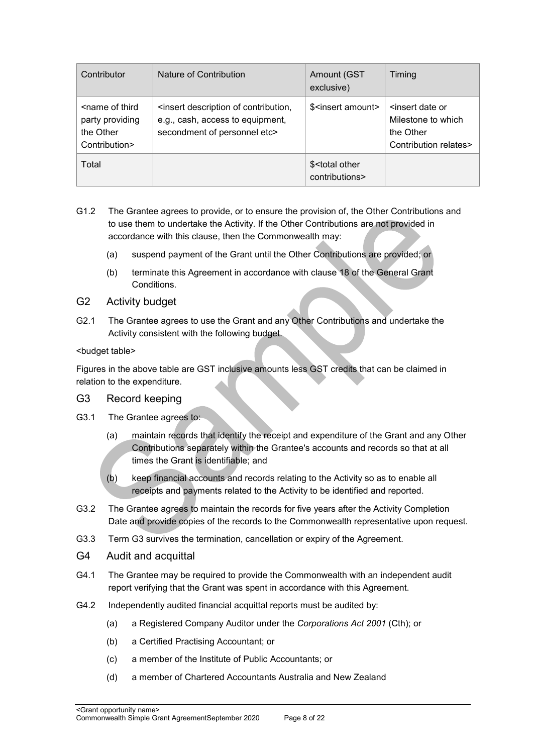| Contributor | Nature of Contribution | Amount (GST exclusive) | Timing |
|---|---|---|---|
| <name of third party providing the Other Contribution> | <insert description of contribution, e.g., cash, access to equipment, secondment of personnel etc> | $<insert amount> | <insert date or Milestone to which the Other Contribution relates> |
| Total | | $<total other contributions> | |

G1.2 The Grantee agrees to provide, or to ensure the provision of, the Other Contributions and to use them to undertake the Activity. If the Other Contributions are not provided in accordance with this clause, then the Commonwealth may:

(a) suspend payment of the Grant until the Other Contributions are provided; or

(b) terminate this Agreement in accordance with clause 18 of the General Grant Conditions.

## G2 Activity budget

G2.1 The Grantee agrees to use the Grant and any Other Contributions and undertake the Activity consistent with the following budget.

<budget table>

Figures in the above table are GST inclusive amounts less GST credits that can be claimed in relation to the expenditure.

## G3 Record keeping

G3.1 The Grantee agrees to:

(a) maintain records that identify the receipt and expenditure of the Grant and any Other Contributions separately within the Grantee's accounts and records so that at all times the Grant is identifiable; and

(b) keep financial accounts and records relating to the Activity so as to enable all receipts and payments related to the Activity to be identified and reported.

G3.2 The Grantee agrees to maintain the records for five years after the Activity Completion Date and provide copies of the records to the Commonwealth representative upon request.

G3.3 Term G3 survives the termination, cancellation or expiry of the Agreement.

## G4 Audit and acquittal

G4.1 The Grantee may be required to provide the Commonwealth with an independent audit report verifying that the Grant was spent in accordance with this Agreement.

G4.2 Independently audited financial acquittal reports must be audited by:

(a) a Registered Company Auditor under the *Corporations Act 2001* (Cth); or

(b) a Certified Practising Accountant; or

(c) a member of the Institute of Public Accountants; or

(d) a member of Chartered Accountants Australia and New Zealand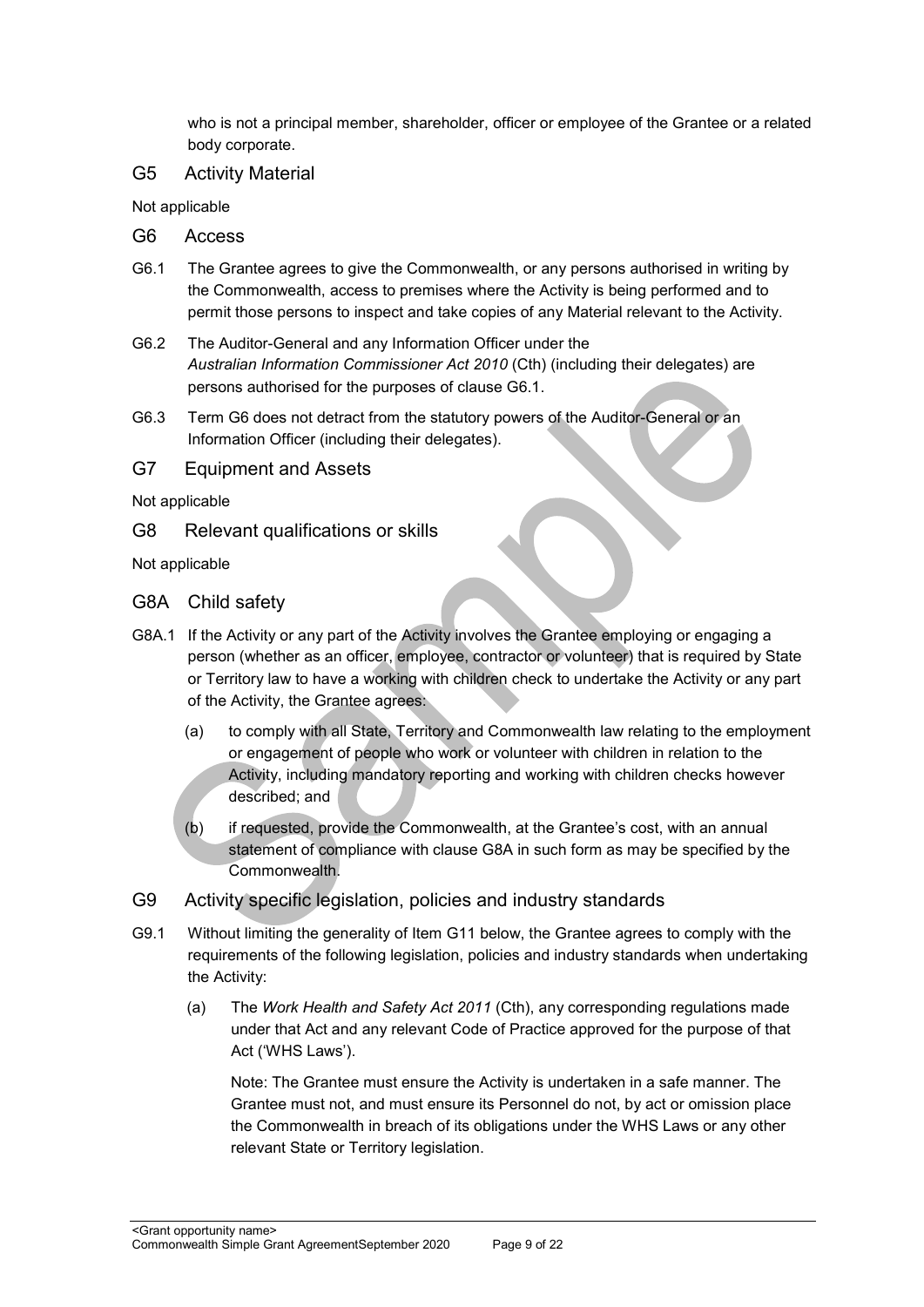who is not a principal member, shareholder, officer or employee of the Grantee or a related body corporate.

## G5 Activity Material

Not applicable

## G6 Access

G6.1 The Grantee agrees to give the Commonwealth, or any persons authorised in writing by the Commonwealth, access to premises where the Activity is being performed and to permit those persons to inspect and take copies of any Material relevant to the Activity.

G6.2 The Auditor-General and any Information Officer under the *Australian Information Commissioner Act 2010* (Cth) (including their delegates) are persons authorised for the purposes of clause G6.1.

G6.3 Term G6 does not detract from the statutory powers of the Auditor-General or an Information Officer (including their delegates).

## G7 Equipment and Assets

Not applicable

## G8 Relevant qualifications or skills

Not applicable

## G8A Child safety

G8A.1 If the Activity or any part of the Activity involves the Grantee employing or engaging a person (whether as an officer, employee, contractor or volunteer) that is required by State or Territory law to have a working with children check to undertake the Activity or any part of the Activity, the Grantee agrees:

(a) to comply with all State, Territory and Commonwealth law relating to the employment or engagement of people who work or volunteer with children in relation to the Activity, including mandatory reporting and working with children checks however described; and

(b) if requested, provide the Commonwealth, at the Grantee's cost, with an annual statement of compliance with clause G8A in such form as may be specified by the Commonwealth.

## G9 Activity specific legislation, policies and industry standards

G9.1 Without limiting the generality of Item G11 below, the Grantee agrees to comply with the requirements of the following legislation, policies and industry standards when undertaking the Activity:

(a) The *Work Health and Safety Act 2011* (Cth), any corresponding regulations made under that Act and any relevant Code of Practice approved for the purpose of that Act ('WHS Laws').

Note: The Grantee must ensure the Activity is undertaken in a safe manner. The Grantee must not, and must ensure its Personnel do not, by act or omission place the Commonwealth in breach of its obligations under the WHS Laws or any other relevant State or Territory legislation.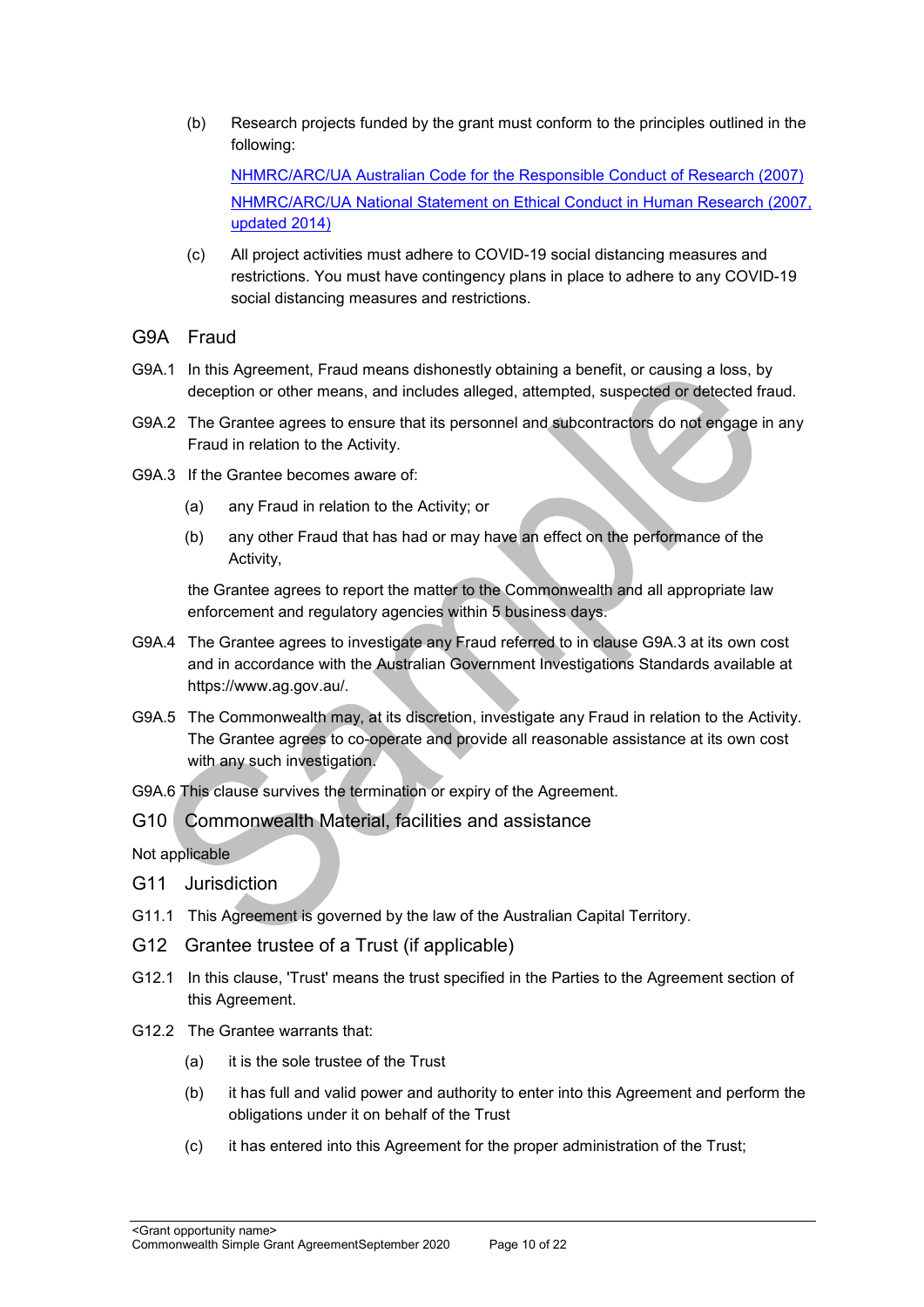(b) Research projects funded by the grant must conform to the principles outlined in the following:

[NHMRC/ARC/UA Australian Code for the Responsible Conduct of Research (2007)](#)

[NHMRC/ARC/UA National Statement on Ethical Conduct in Human Research (2007, updated 2014)](#)

(c) All project activities must adhere to COVID-19 social distancing measures and restrictions. You must have contingency plans in place to adhere to any COVID-19 social distancing measures and restrictions.

## G9A Fraud

G9A.1 In this Agreement, Fraud means dishonestly obtaining a benefit, or causing a loss, by deception or other means, and includes alleged, attempted, suspected or detected fraud.

G9A.2 The Grantee agrees to ensure that its personnel and subcontractors do not engage in any Fraud in relation to the Activity.

G9A.3 If the Grantee becomes aware of:

(a) any Fraud in relation to the Activity; or

(b) any other Fraud that has had or may have an effect on the performance of the Activity,

the Grantee agrees to report the matter to the Commonwealth and all appropriate law enforcement and regulatory agencies within 5 business days.

G9A.4 The Grantee agrees to investigate any Fraud referred to in clause G9A.3 at its own cost and in accordance with the Australian Government Investigations Standards available at https://www.ag.gov.au/.

G9A.5 The Commonwealth may, at its discretion, investigate any Fraud in relation to the Activity. The Grantee agrees to co-operate and provide all reasonable assistance at its own cost with any such investigation.

G9A.6 This clause survives the termination or expiry of the Agreement.

## G10 Commonwealth Material, facilities and assistance

Not applicable

## G11 Jurisdiction

G11.1 This Agreement is governed by the law of the Australian Capital Territory.

## G12 Grantee trustee of a Trust (if applicable)

G12.1 In this clause, 'Trust' means the trust specified in the Parties to the Agreement section of this Agreement.

G12.2 The Grantee warrants that:

(a) it is the sole trustee of the Trust

(b) it has full and valid power and authority to enter into this Agreement and perform the obligations under it on behalf of the Trust

(c) it has entered into this Agreement for the proper administration of the Trust;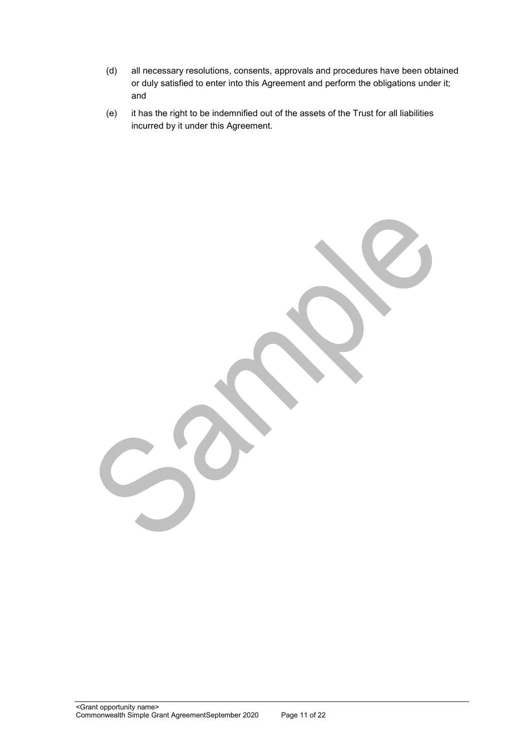(d) all necessary resolutions, consents, approvals and procedures have been obtained or duly satisfied to enter into this Agreement and perform the obligations under it; and

(e) it has the right to be indemnified out of the assets of the Trust for all liabilities incurred by it under this Agreement.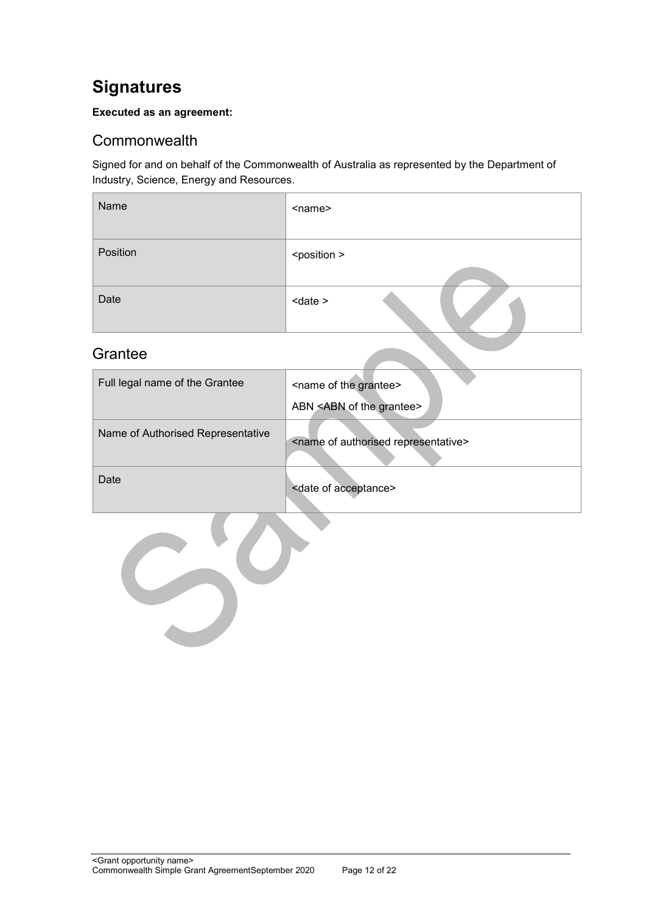# Signatures

**Executed as an agreement:**

## Commonwealth

Signed for and on behalf of the Commonwealth of Australia as represented by the Department of Industry, Science, Energy and Resources.

| Name | <name> |
|---|---|
| Position | <position > |
| Date | <date > |

## Grantee

| Full legal name of the Grantee | <name of the grantee><br>ABN <ABN of the grantee> |
|---|---|
| Name of Authorised Representative | <name of authorised representative> |
| Date | <date of acceptance> |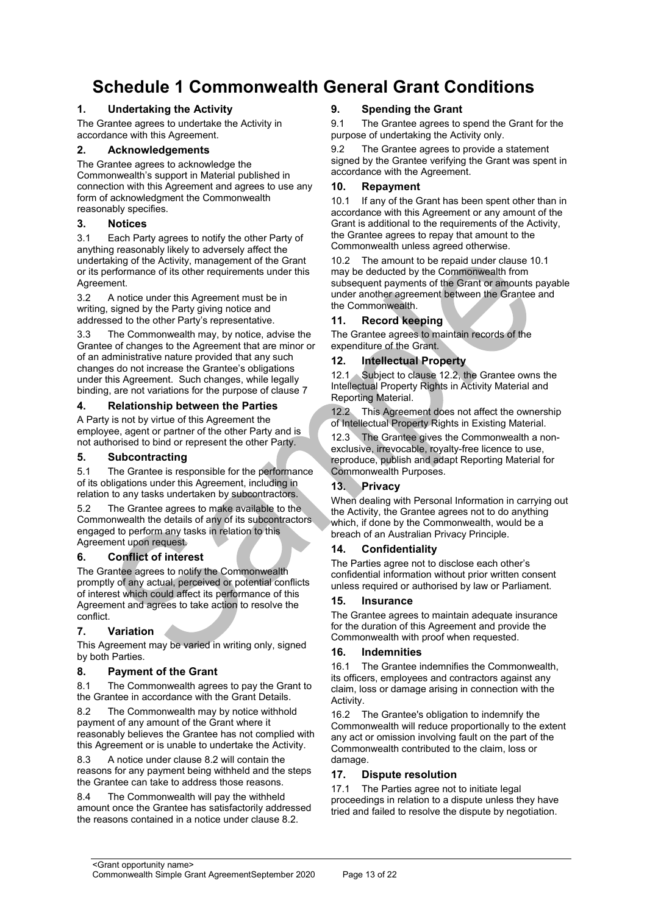# Schedule 1 Commonwealth General Grant Conditions

## 1. Undertaking the Activity

The Grantee agrees to undertake the Activity in accordance with this Agreement.

## 2. Acknowledgements

The Grantee agrees to acknowledge the Commonwealth's support in Material published in connection with this Agreement and agrees to use any form of acknowledgment the Commonwealth reasonably specifies.

## 3. Notices

3.1 Each Party agrees to notify the other Party of anything reasonably likely to adversely affect the undertaking of the Activity, management of the Grant or its performance of its other requirements under this Agreement.

3.2 A notice under this Agreement must be in writing, signed by the Party giving notice and addressed to the other Party's representative.

3.3 The Commonwealth may, by notice, advise the Grantee of changes to the Agreement that are minor or of an administrative nature provided that any such changes do not increase the Grantee's obligations under this Agreement. Such changes, while legally binding, are not variations for the purpose of clause 7

## 4. Relationship between the Parties

A Party is not by virtue of this Agreement the employee, agent or partner of the other Party and is not authorised to bind or represent the other Party.

## 5. Subcontracting

5.1 The Grantee is responsible for the performance of its obligations under this Agreement, including in relation to any tasks undertaken by subcontractors.

5.2 The Grantee agrees to make available to the Commonwealth the details of any of its subcontractors engaged to perform any tasks in relation to this Agreement upon request.

## 6. Conflict of interest

The Grantee agrees to notify the Commonwealth promptly of any actual, perceived or potential conflicts of interest which could affect its performance of this Agreement and agrees to take action to resolve the conflict.

## 7. Variation

This Agreement may be varied in writing only, signed by both Parties.

## 8. Payment of the Grant

8.1 The Commonwealth agrees to pay the Grant to the Grantee in accordance with the Grant Details.

8.2 The Commonwealth may by notice withhold payment of any amount of the Grant where it reasonably believes the Grantee has not complied with this Agreement or is unable to undertake the Activity.

8.3 A notice under clause 8.2 will contain the reasons for any payment being withheld and the steps the Grantee can take to address those reasons.

8.4 The Commonwealth will pay the withheld amount once the Grantee has satisfactorily addressed the reasons contained in a notice under clause 8.2.

## 9. Spending the Grant

9.1 The Grantee agrees to spend the Grant for the purpose of undertaking the Activity only.

9.2 The Grantee agrees to provide a statement signed by the Grantee verifying the Grant was spent in accordance with the Agreement.

## 10. Repayment

10.1 If any of the Grant has been spent other than in accordance with this Agreement or any amount of the Grant is additional to the requirements of the Activity, the Grantee agrees to repay that amount to the Commonwealth unless agreed otherwise.

10.2 The amount to be repaid under clause 10.1 may be deducted by the Commonwealth from subsequent payments of the Grant or amounts payable under another agreement between the Grantee and the Commonwealth.

## 11. Record keeping

The Grantee agrees to maintain records of the expenditure of the Grant.

## 12. Intellectual Property

12.1 Subject to clause 12.2, the Grantee owns the Intellectual Property Rights in Activity Material and Reporting Material.

12.2 This Agreement does not affect the ownership of Intellectual Property Rights in Existing Material.

12.3 The Grantee gives the Commonwealth a non-exclusive, irrevocable, royalty-free licence to use, reproduce, publish and adapt Reporting Material for Commonwealth Purposes.

## 13. Privacy

When dealing with Personal Information in carrying out the Activity, the Grantee agrees not to do anything which, if done by the Commonwealth, would be a breach of an Australian Privacy Principle.

## 14. Confidentiality

The Parties agree not to disclose each other's confidential information without prior written consent unless required or authorised by law or Parliament.

## 15. Insurance

The Grantee agrees to maintain adequate insurance for the duration of this Agreement and provide the Commonwealth with proof when requested.

## 16. Indemnities

16.1 The Grantee indemnifies the Commonwealth, its officers, employees and contractors against any claim, loss or damage arising in connection with the Activity.

16.2 The Grantee's obligation to indemnify the Commonwealth will reduce proportionally to the extent any act or omission involving fault on the part of the Commonwealth contributed to the claim, loss or damage.

## 17. Dispute resolution

17.1 The Parties agree not to initiate legal proceedings in relation to a dispute unless they have tried and failed to resolve the dispute by negotiation.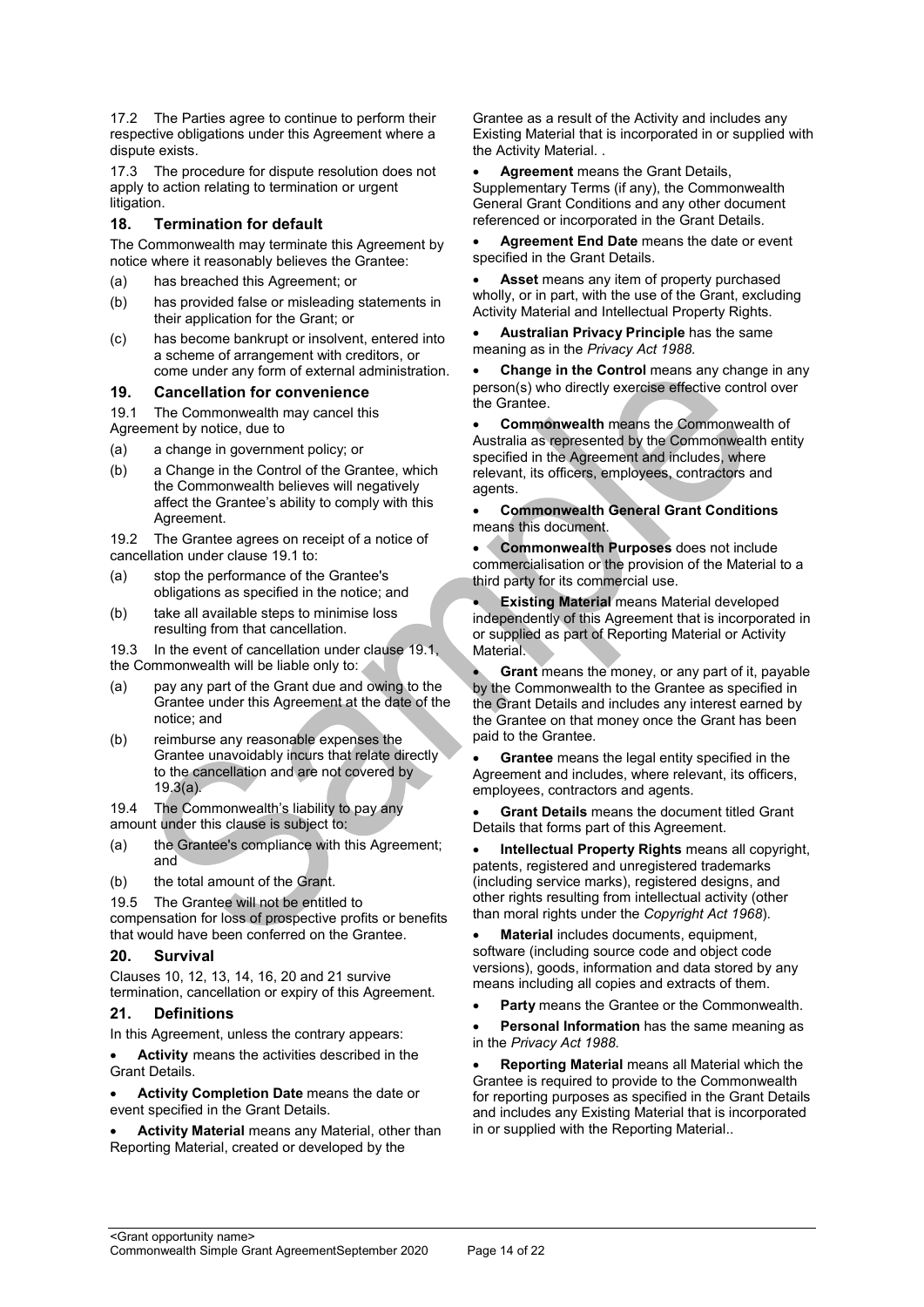17.2 The Parties agree to continue to perform their respective obligations under this Agreement where a dispute exists.

17.3 The procedure for dispute resolution does not apply to action relating to termination or urgent litigation.

## 18. Termination for default

The Commonwealth may terminate this Agreement by notice where it reasonably believes the Grantee:

(a) has breached this Agreement; or

(b) has provided false or misleading statements in their application for the Grant; or

(c) has become bankrupt or insolvent, entered into a scheme of arrangement with creditors, or come under any form of external administration.

## 19. Cancellation for convenience

19.1 The Commonwealth may cancel this Agreement by notice, due to

(a) a change in government policy; or

(b) a Change in the Control of the Grantee, which the Commonwealth believes will negatively affect the Grantee's ability to comply with this Agreement.

19.2 The Grantee agrees on receipt of a notice of cancellation under clause 19.1 to:

(a) stop the performance of the Grantee's obligations as specified in the notice; and

(b) take all available steps to minimise loss resulting from that cancellation.

19.3 In the event of cancellation under clause 19.1, the Commonwealth will be liable only to:

(a) pay any part of the Grant due and owing to the Grantee under this Agreement at the date of the notice; and

(b) reimburse any reasonable expenses the Grantee unavoidably incurs that relate directly to the cancellation and are not covered by 19.3(a).

19.4 The Commonwealth's liability to pay any amount under this clause is subject to:

(a) the Grantee's compliance with this Agreement; and

(b) the total amount of the Grant.

19.5 The Grantee will not be entitled to compensation for loss of prospective profits or benefits that would have been conferred on the Grantee.

## 20. Survival

Clauses 10, 12, 13, 14, 16, 20 and 21 survive termination, cancellation or expiry of this Agreement.

## 21. Definitions

In this Agreement, unless the contrary appears:

- **Activity** means the activities described in the Grant Details.
- **Activity Completion Date** means the date or event specified in the Grant Details.
- **Activity Material** means any Material, other than Reporting Material, created or developed by the Grantee as a result of the Activity and includes any Existing Material that is incorporated in or supplied with the Activity Material. .
- **Agreement** means the Grant Details, Supplementary Terms (if any), the Commonwealth General Grant Conditions and any other document referenced or incorporated in the Grant Details.
- **Agreement End Date** means the date or event specified in the Grant Details.
- **Asset** means any item of property purchased wholly, or in part, with the use of the Grant, excluding Activity Material and Intellectual Property Rights.
- **Australian Privacy Principle** has the same meaning as in the *Privacy Act 1988.*
- **Change in the Control** means any change in any person(s) who directly exercise effective control over the Grantee.
- **Commonwealth** means the Commonwealth of Australia as represented by the Commonwealth entity specified in the Agreement and includes, where relevant, its officers, employees, contractors and agents.
- **Commonwealth General Grant Conditions** means this document.
- **Commonwealth Purposes** does not include commercialisation or the provision of the Material to a third party for its commercial use.
- **Existing Material** means Material developed independently of this Agreement that is incorporated in or supplied as part of Reporting Material or Activity Material.
- **Grant** means the money, or any part of it, payable by the Commonwealth to the Grantee as specified in the Grant Details and includes any interest earned by the Grantee on that money once the Grant has been paid to the Grantee.
- **Grantee** means the legal entity specified in the Agreement and includes, where relevant, its officers, employees, contractors and agents.
- **Grant Details** means the document titled Grant Details that forms part of this Agreement.
- **Intellectual Property Rights** means all copyright, patents, registered and unregistered trademarks (including service marks), registered designs, and other rights resulting from intellectual activity (other than moral rights under the *Copyright Act 1968*).
- **Material** includes documents, equipment, software (including source code and object code versions), goods, information and data stored by any means including all copies and extracts of them.
- **Party** means the Grantee or the Commonwealth.
- **Personal Information** has the same meaning as in the *Privacy Act 1988.*
- **Reporting Material** means all Material which the Grantee is required to provide to the Commonwealth for reporting purposes as specified in the Grant Details and includes any Existing Material that is incorporated in or supplied with the Reporting Material..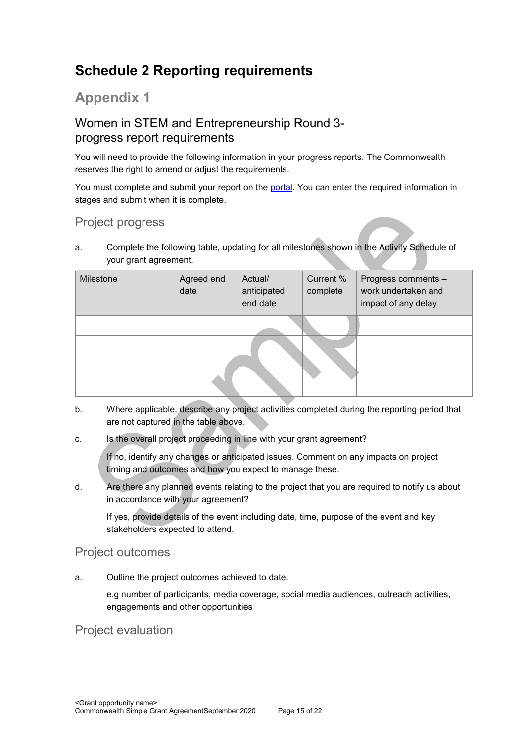# Schedule 2 Reporting requirements

## Appendix 1

### Women in STEM and Entrepreneurship Round 3-progress report requirements

You will need to provide the following information in your progress reports. The Commonwealth reserves the right to amend or adjust the requirements.

You must complete and submit your report on the [portal](). You can enter the required information in stages and submit when it is complete.

### Project progress

a. Complete the following table, updating for all milestones shown in the Activity Schedule of your grant agreement.

| Milestone | Agreed end date | Actual/ anticipated end date | Current % complete | Progress comments – work undertaken and impact of any delay |
|---|---|---|---|---|
| | | | | |
| | | | | |
| | | | | |
| | | | | |

b. Where applicable, describe any project activities completed during the reporting period that are not captured in the table above.

c. Is the overall project proceeding in line with your grant agreement?

If no, identify any changes or anticipated issues. Comment on any impacts on project timing and outcomes and how you expect to manage these.

d. Are there any planned events relating to the project that you are required to notify us about in accordance with your agreement?

If yes, provide details of the event including date, time, purpose of the event and key stakeholders expected to attend.

### Project outcomes

a. Outline the project outcomes achieved to date.

e.g number of participants, media coverage, social media audiences, outreach activities, engagements and other opportunities

### Project evaluation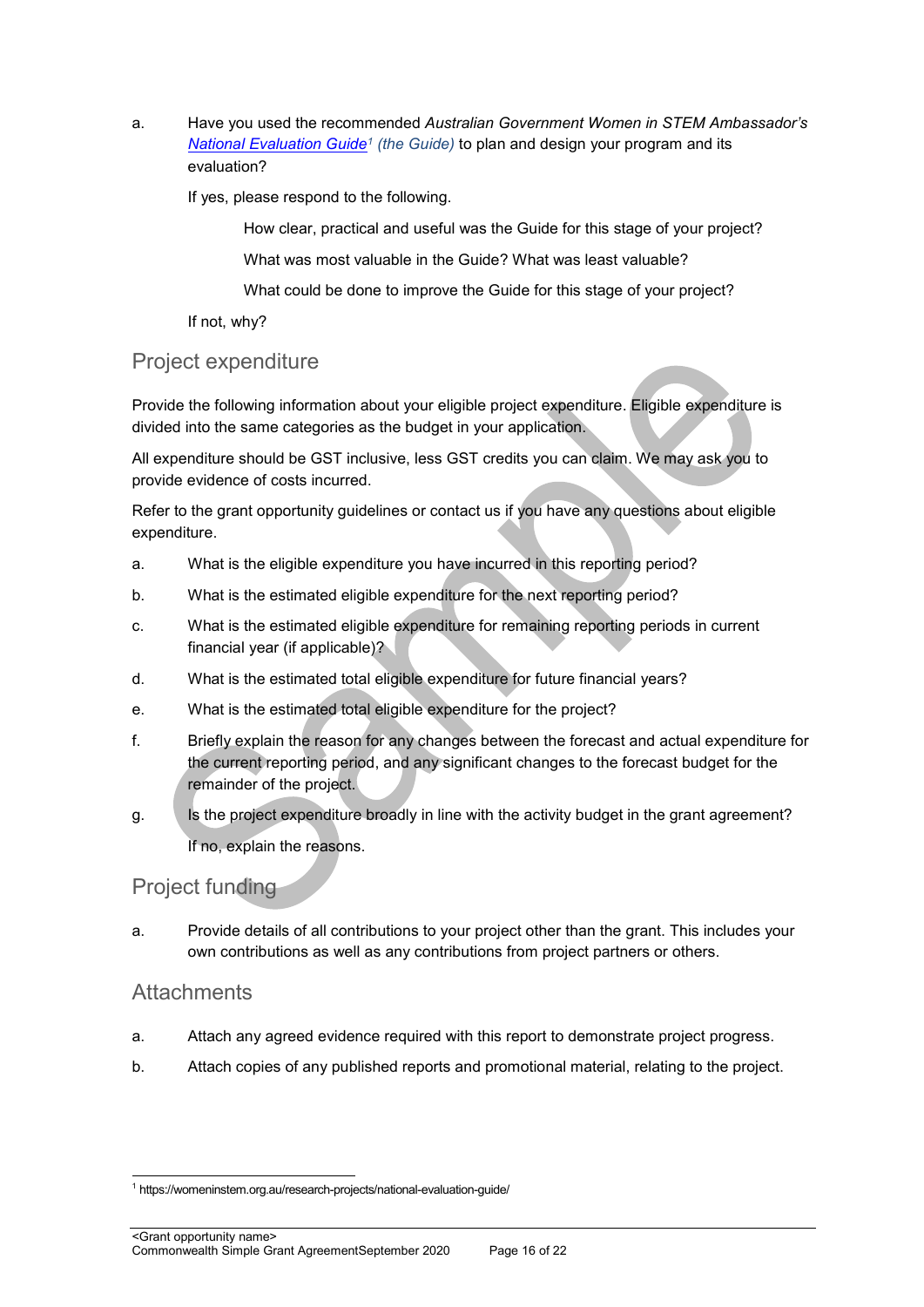a. Have you used the recommended *Australian Government Women in STEM Ambassador's National Evaluation Guide*[1] *(the Guide)* to plan and design your program and its evaluation?

   If yes, please respond to the following.

   - How clear, practical and useful was the Guide for this stage of your project?
   - What was most valuable in the Guide? What was least valuable?
   - What could be done to improve the Guide for this stage of your project?

   If not, why?

## Project expenditure

Provide the following information about your eligible project expenditure. Eligible expenditure is divided into the same categories as the budget in your application.

All expenditure should be GST inclusive, less GST credits you can claim. We may ask you to provide evidence of costs incurred.

Refer to the grant opportunity guidelines or contact us if you have any questions about eligible expenditure.

a. What is the eligible expenditure you have incurred in this reporting period?

b. What is the estimated eligible expenditure for the next reporting period?

c. What is the estimated eligible expenditure for remaining reporting periods in current financial year (if applicable)?

d. What is the estimated total eligible expenditure for future financial years?

e. What is the estimated total eligible expenditure for the project?

f. Briefly explain the reason for any changes between the forecast and actual expenditure for the current reporting period, and any significant changes to the forecast budget for the remainder of the project.

g. Is the project expenditure broadly in line with the activity budget in the grant agreement?

   If no, explain the reasons.

## Project funding

a. Provide details of all contributions to your project other than the grant. This includes your own contributions as well as any contributions from project partners or others.

## Attachments

a. Attach any agreed evidence required with this report to demonstrate project progress.

b. Attach copies of any published reports and promotional material, relating to the project.

---

[1] https://womeninstem.org.au/research-projects/national-evaluation-guide/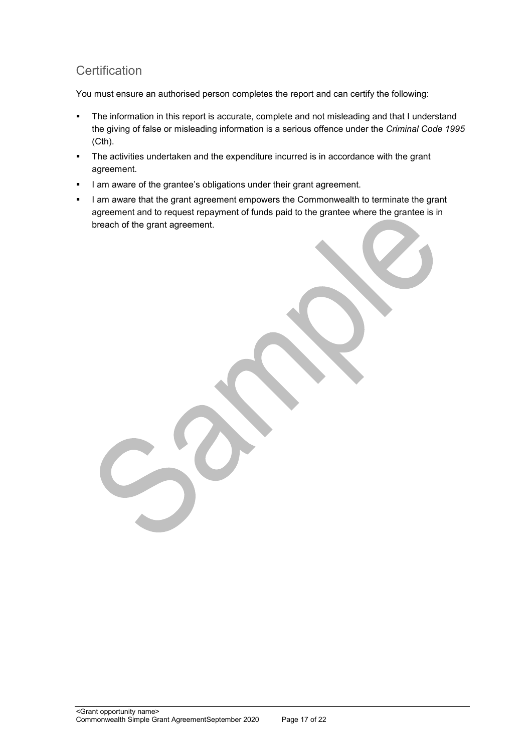## Certification

You must ensure an authorised person completes the report and can certify the following:

- The information in this report is accurate, complete and not misleading and that I understand the giving of false or misleading information is a serious offence under the *Criminal Code 1995* (Cth).
- The activities undertaken and the expenditure incurred is in accordance with the grant agreement.
- I am aware of the grantee's obligations under their grant agreement.
- I am aware that the grant agreement empowers the Commonwealth to terminate the grant agreement and to request repayment of funds paid to the grantee where the grantee is in breach of the grant agreement.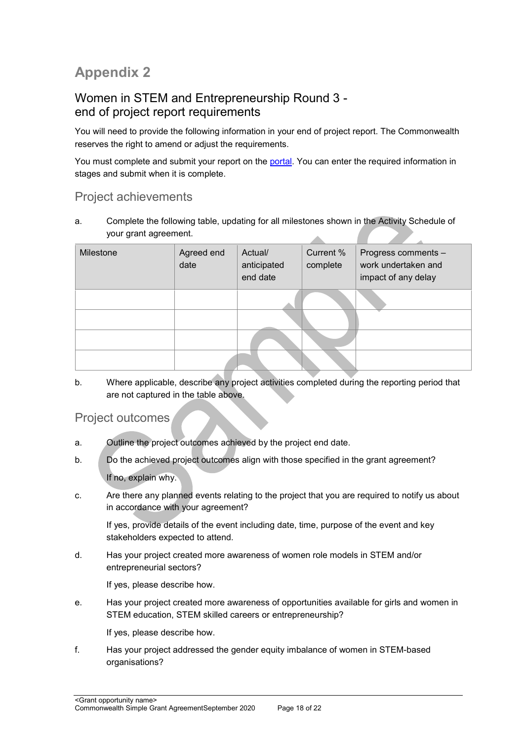# Appendix 2

## Women in STEM and Entrepreneurship Round 3 - end of project report requirements

You will need to provide the following information in your end of project report. The Commonwealth reserves the right to amend or adjust the requirements.

You must complete and submit your report on the portal. You can enter the required information in stages and submit when it is complete.

### Project achievements

a. Complete the following table, updating for all milestones shown in the Activity Schedule of your grant agreement.

| Milestone | Agreed end date | Actual/ anticipated end date | Current % complete | Progress comments – work undertaken and impact of any delay |
|---|---|---|---|---|
| | | | | |
| | | | | |
| | | | | |
| | | | | |

b. Where applicable, describe any project activities completed during the reporting period that are not captured in the table above.

### Project outcomes

a. Outline the project outcomes achieved by the project end date.

b. Do the achieved project outcomes align with those specified in the grant agreement?

   If no, explain why.

c. Are there any planned events relating to the project that you are required to notify us about in accordance with your agreement?

   If yes, provide details of the event including date, time, purpose of the event and key stakeholders expected to attend.

d. Has your project created more awareness of women role models in STEM and/or entrepreneurial sectors?

   If yes, please describe how.

e. Has your project created more awareness of opportunities available for girls and women in STEM education, STEM skilled careers or entrepreneurship?

   If yes, please describe how.

f. Has your project addressed the gender equity imbalance of women in STEM-based organisations?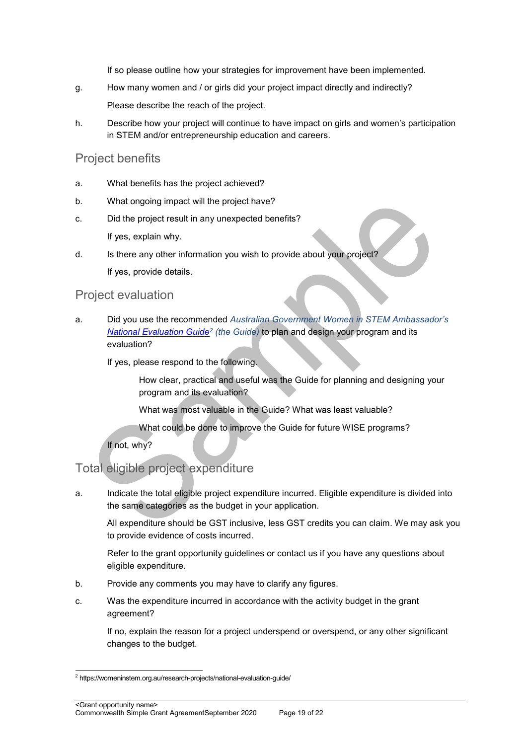If so please outline how your strategies for improvement have been implemented.

g. How many women and / or girls did your project impact directly and indirectly?

   Please describe the reach of the project.

h. Describe how your project will continue to have impact on girls and women's participation in STEM and/or entrepreneurship education and careers.

## Project benefits

a. What benefits has the project achieved?

b. What ongoing impact will the project have?

c. Did the project result in any unexpected benefits?

   If yes, explain why.

d. Is there any other information you wish to provide about your project?

   If yes, provide details.

## Project evaluation

a. Did you use the recommended *Australian Government Women in STEM Ambassador's [National Evaluation Guide](https://womeninstem.org.au/research-projects/national-evaluation-guide/)*[2] *(the Guide)* to plan and design your program and its evaluation?

   If yes, please respond to the following.

   How clear, practical and useful was the Guide for planning and designing your program and its evaluation?

   What was most valuable in the Guide? What was least valuable?

   What could be done to improve the Guide for future WISE programs?

   If not, why?

## Total eligible project expenditure

a. Indicate the total eligible project expenditure incurred. Eligible expenditure is divided into the same categories as the budget in your application.

   All expenditure should be GST inclusive, less GST credits you can claim. We may ask you to provide evidence of costs incurred.

   Refer to the grant opportunity guidelines or contact us if you have any questions about eligible expenditure.

b. Provide any comments you may have to clarify any figures.

c. Was the expenditure incurred in accordance with the activity budget in the grant agreement?

   If no, explain the reason for a project underspend or overspend, or any other significant changes to the budget.

---

[2] https://womeninstem.org.au/research-projects/national-evaluation-guide/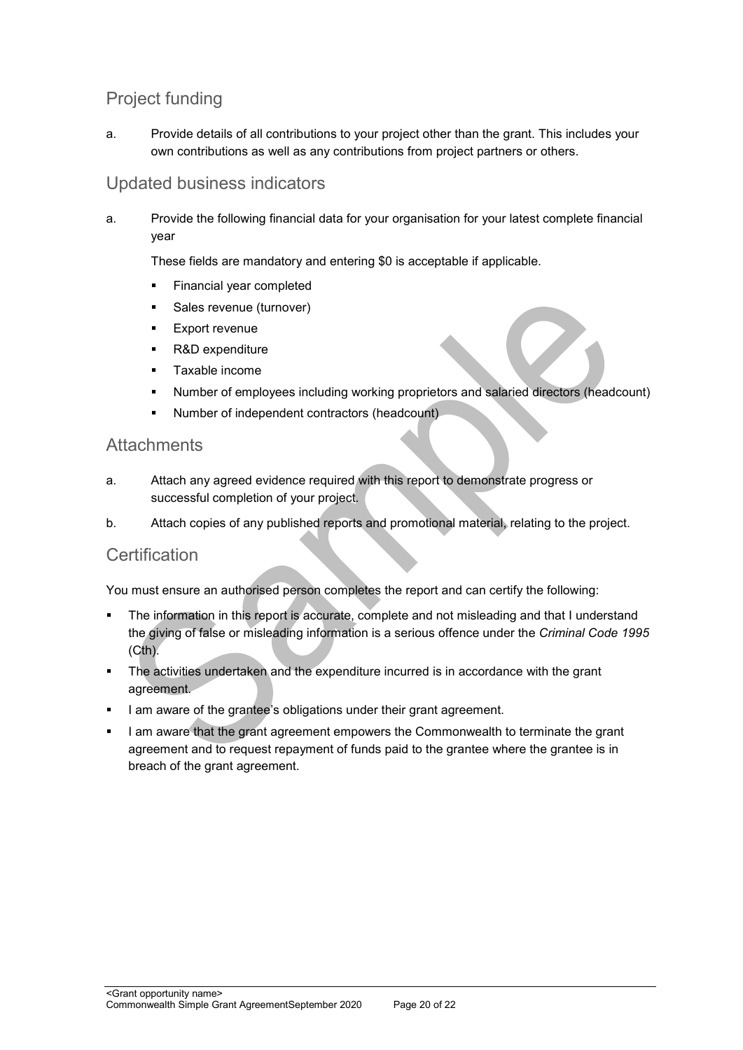## Project funding

a. Provide details of all contributions to your project other than the grant. This includes your own contributions as well as any contributions from project partners or others.

## Updated business indicators

a. Provide the following financial data for your organisation for your latest complete financial year

These fields are mandatory and entering $0 is acceptable if applicable.

- Financial year completed
- Sales revenue (turnover)
- Export revenue
- R&D expenditure
- Taxable income
- Number of employees including working proprietors and salaried directors (headcount)
- Number of independent contractors (headcount)

## Attachments

a. Attach any agreed evidence required with this report to demonstrate progress or successful completion of your project.

b. Attach copies of any published reports and promotional material, relating to the project.

## Certification

You must ensure an authorised person completes the report and can certify the following:

- The information in this report is accurate, complete and not misleading and that I understand the giving of false or misleading information is a serious offence under the *Criminal Code 1995* (Cth).
- The activities undertaken and the expenditure incurred is in accordance with the grant agreement.
- I am aware of the grantee's obligations under their grant agreement.
- I am aware that the grant agreement empowers the Commonwealth to terminate the grant agreement and to request repayment of funds paid to the grantee where the grantee is in breach of the grant agreement.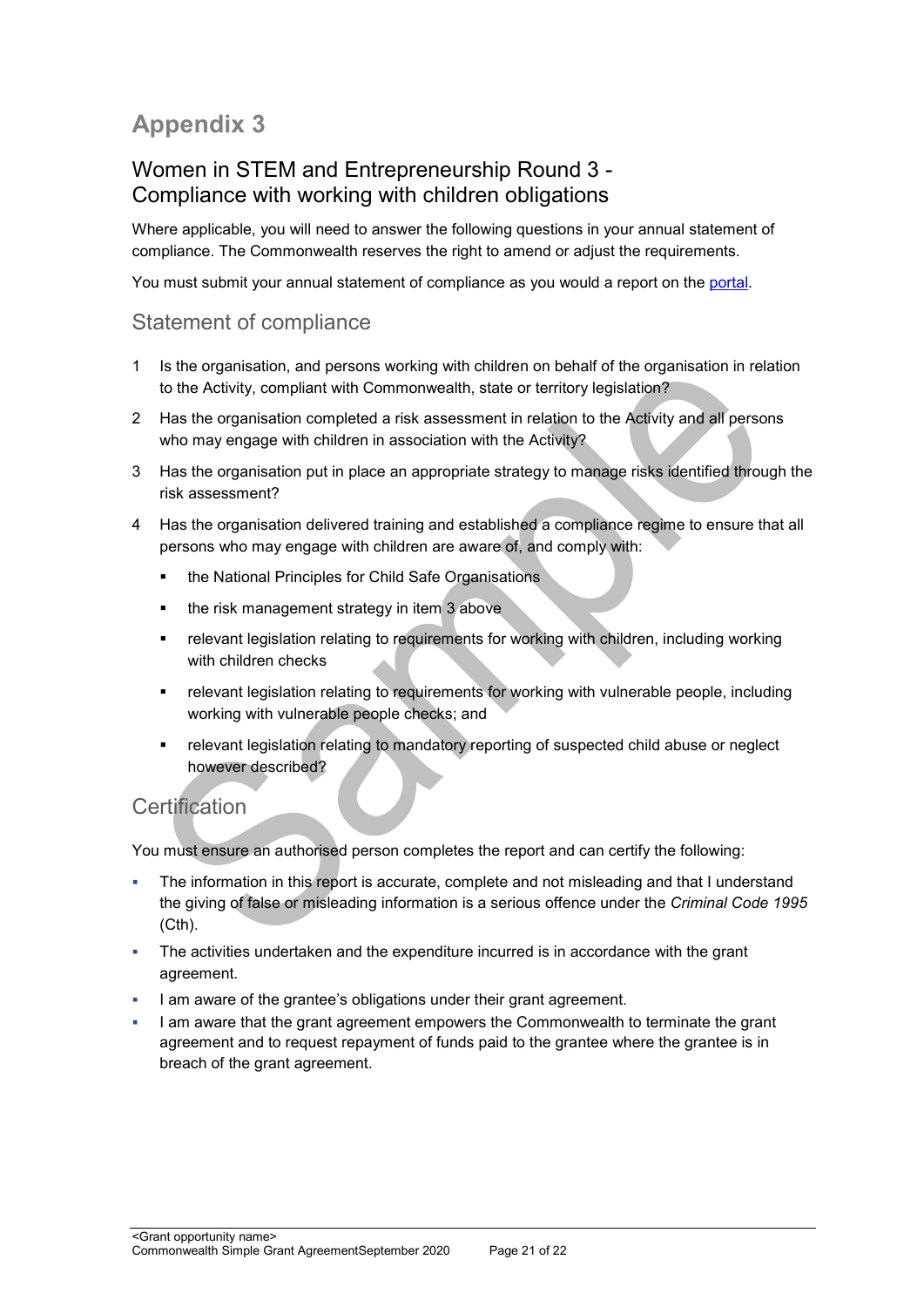# Appendix 3

## Women in STEM and Entrepreneurship Round 3 - Compliance with working with children obligations

Where applicable, you will need to answer the following questions in your annual statement of compliance. The Commonwealth reserves the right to amend or adjust the requirements.

You must submit your annual statement of compliance as you would a report on the portal.

### Statement of compliance

1. Is the organisation, and persons working with children on behalf of the organisation in relation to the Activity, compliant with Commonwealth, state or territory legislation?
2. Has the organisation completed a risk assessment in relation to the Activity and all persons who may engage with children in association with the Activity?
3. Has the organisation put in place an appropriate strategy to manage risks identified through the risk assessment?
4. Has the organisation delivered training and established a compliance regime to ensure that all persons who may engage with children are aware of, and comply with:
   - the National Principles for Child Safe Organisations
   - the risk management strategy in item 3 above
   - relevant legislation relating to requirements for working with children, including working with children checks
   - relevant legislation relating to requirements for working with vulnerable people, including working with vulnerable people checks; and
   - relevant legislation relating to mandatory reporting of suspected child abuse or neglect however described?

### Certification

You must ensure an authorised person completes the report and can certify the following:

- The information in this report is accurate, complete and not misleading and that I understand the giving of false or misleading information is a serious offence under the *Criminal Code 1995* (Cth).
- The activities undertaken and the expenditure incurred is in accordance with the grant agreement.
- I am aware of the grantee's obligations under their grant agreement.
- I am aware that the grant agreement empowers the Commonwealth to terminate the grant agreement and to request repayment of funds paid to the grantee where the grantee is in breach of the grant agreement.